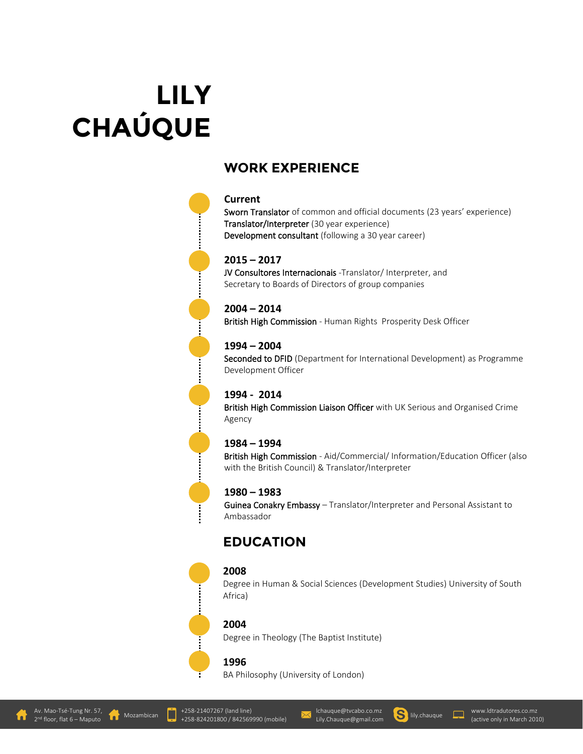# LILY CHAÚQUE

## WORK EXPERIENCE

### Current

Sworn Translator of common and official documents (23 years' experience)
Translator/Interpreter (30 year experience)
Development consultant (following a 30 year career)

### 2015 – 2017

JV Consultores Internacionais -Translator/ Interpreter, and Secretary to Boards of Directors of group companies

### 2004 – 2014

British High Commission - Human Rights Prosperity Desk Officer

### 1994 – 2004

Seconded to DFID (Department for International Development) as Programme Development Officer

### 1994 - 2014

British High Commission Liaison Officer with UK Serious and Organised Crime Agency

### 1984 – 1994

British High Commission - Aid/Commercial/ Information/Education Officer (also with the British Council) & Translator/Interpreter

### 1980 – 1983

Guinea Conakry Embassy – Translator/Interpreter and Personal Assistant to Ambassador

## EDUCATION

### 2008

Degree in Human & Social Sciences (Development Studies) University of South Africa)

### 2004

Degree in Theology (The Baptist Institute)

### 1996

BA Philosophy (University of London)

Av. Mao-Tsé-Tung Nr. 57, 2nd floor, flat 6 – Maputo | Mozambican | +258-21407267 (land line) +258-824201800 / 842569990 (mobile) | lchauque@tvcabo.co.mz Lily.Chauque@gmail.com | lily.chauque | www.ldtradutores.co.mz (active only in March 2010)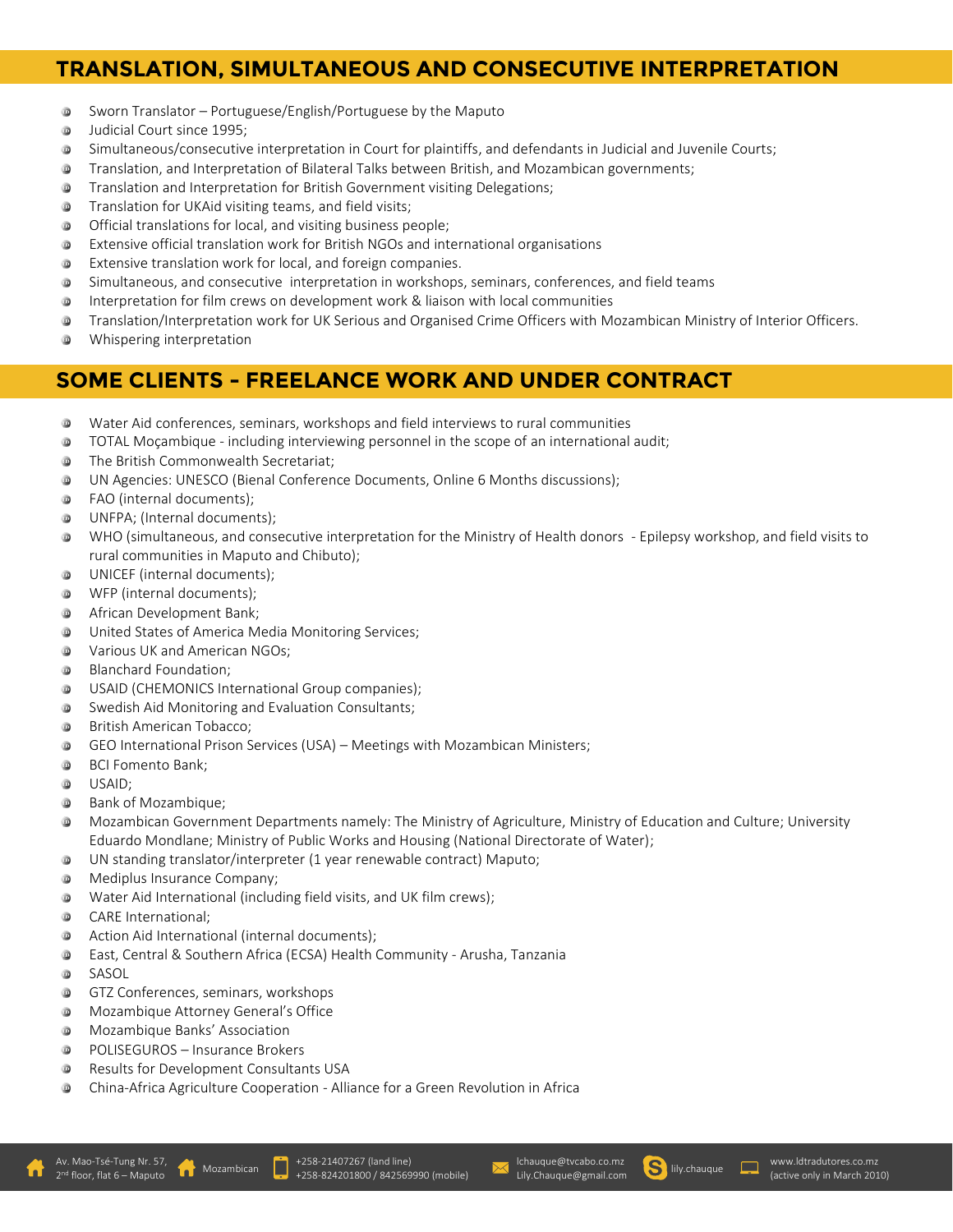## TRANSLATION, SIMULTANEOUS AND CONSECUTIVE INTERPRETATION

- Sworn Translator – Portuguese/English/Portuguese by the Maputo
- Judicial Court since 1995;
- Simultaneous/consecutive interpretation in Court for plaintiffs, and defendants in Judicial and Juvenile Courts;
- Translation, and Interpretation of Bilateral Talks between British, and Mozambican governments;
- Translation and Interpretation for British Government visiting Delegations;
- Translation for UKAid visiting teams, and field visits;
- Official translations for local, and visiting business people;
- Extensive official translation work for British NGOs and international organisations
- Extensive translation work for local, and foreign companies.
- Simultaneous, and consecutive interpretation in workshops, seminars, conferences, and field teams
- Interpretation for film crews on development work & liaison with local communities
- Translation/Interpretation work for UK Serious and Organised Crime Officers with Mozambican Ministry of Interior Officers.
- Whispering interpretation

## SOME CLIENTS – FREELANCE WORK AND UNDER CONTRACT

- Water Aid conferences, seminars, workshops and field interviews to rural communities
- TOTAL Moçambique - including interviewing personnel in the scope of an international audit;
- The British Commonwealth Secretariat;
- UN Agencies: UNESCO (Bienal Conference Documents, Online 6 Months discussions);
- FAO (internal documents);
- UNFPA; (Internal documents);
- WHO (simultaneous, and consecutive interpretation for the Ministry of Health donors - Epilepsy workshop, and field visits to rural communities in Maputo and Chibuto);
- UNICEF (internal documents);
- WFP (internal documents);
- African Development Bank;
- United States of America Media Monitoring Services;
- Various UK and American NGOs;
- Blanchard Foundation;
- USAID (CHEMONICS International Group companies);
- Swedish Aid Monitoring and Evaluation Consultants;
- British American Tobacco;
- GEO International Prison Services (USA) – Meetings with Mozambican Ministers;
- BCI Fomento Bank;
- USAID;
- Bank of Mozambique;
- Mozambican Government Departments namely: The Ministry of Agriculture, Ministry of Education and Culture; University Eduardo Mondlane; Ministry of Public Works and Housing (National Directorate of Water);
- UN standing translator/interpreter (1 year renewable contract) Maputo;
- Mediplus Insurance Company;
- Water Aid International (including field visits, and UK film crews);
- CARE International;
- Action Aid International (internal documents);
- East, Central & Southern Africa (ECSA) Health Community - Arusha, Tanzania
- SASOL
- GTZ Conferences, seminars, workshops
- Mozambique Attorney General's Office
- Mozambique Banks' Association
- POLISEGUROS – Insurance Brokers
- Results for Development Consultants USA
- China-Africa Agriculture Cooperation - Alliance for a Green Revolution in Africa

Av. Mao-Tsé-Tung Nr. 57, 2nd floor, flat 6 – Maputo | Mozambican | +258-21407267 (land line) +258-824201800 / 842569990 (mobile) | lchauque@tvcabo.co.mz Lily.Chauque@gmail.com | lily.chauque | www.ldtradutores.co.mz (active only in March 2010)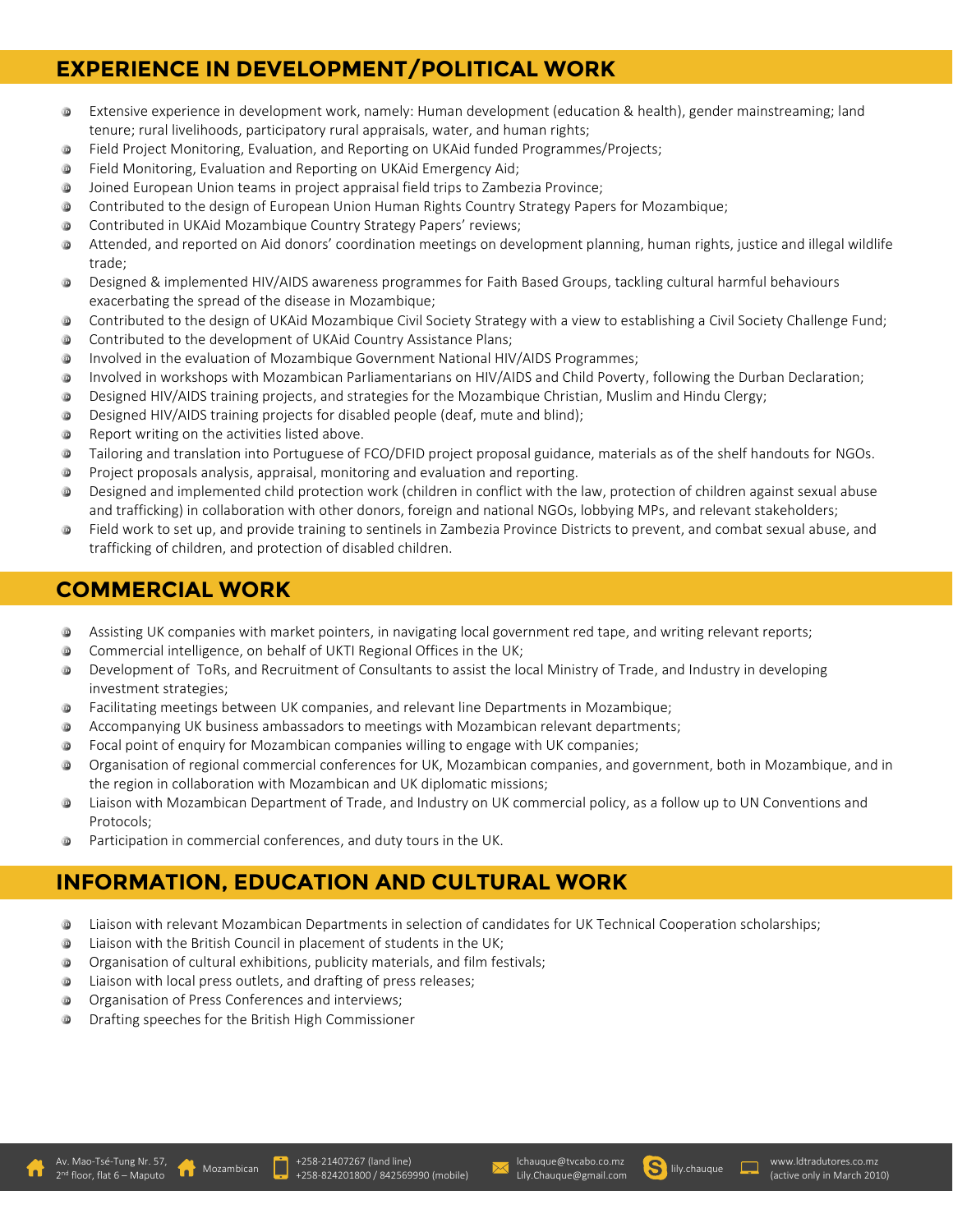## EXPERIENCE IN DEVELOPMENT/POLITICAL WORK

- Extensive experience in development work, namely: Human development (education & health), gender mainstreaming; land tenure; rural livelihoods, participatory rural appraisals, water, and human rights;
- Field Project Monitoring, Evaluation, and Reporting on UKAid funded Programmes/Projects;
- Field Monitoring, Evaluation and Reporting on UKAid Emergency Aid;
- Joined European Union teams in project appraisal field trips to Zambezia Province;
- Contributed to the design of European Union Human Rights Country Strategy Papers for Mozambique;
- Contributed in UKAid Mozambique Country Strategy Papers' reviews;
- Attended, and reported on Aid donors' coordination meetings on development planning, human rights, justice and illegal wildlife trade;
- Designed & implemented HIV/AIDS awareness programmes for Faith Based Groups, tackling cultural harmful behaviours exacerbating the spread of the disease in Mozambique;
- Contributed to the design of UKAid Mozambique Civil Society Strategy with a view to establishing a Civil Society Challenge Fund;
- Contributed to the development of UKAid Country Assistance Plans;
- Involved in the evaluation of Mozambique Government National HIV/AIDS Programmes;
- Involved in workshops with Mozambican Parliamentarians on HIV/AIDS and Child Poverty, following the Durban Declaration;
- Designed HIV/AIDS training projects, and strategies for the Mozambique Christian, Muslim and Hindu Clergy;
- Designed HIV/AIDS training projects for disabled people (deaf, mute and blind);
- Report writing on the activities listed above.
- Tailoring and translation into Portuguese of FCO/DFID project proposal guidance, materials as of the shelf handouts for NGOs.
- Project proposals analysis, appraisal, monitoring and evaluation and reporting.
- Designed and implemented child protection work (children in conflict with the law, protection of children against sexual abuse and trafficking) in collaboration with other donors, foreign and national NGOs, lobbying MPs, and relevant stakeholders;
- Field work to set up, and provide training to sentinels in Zambezia Province Districts to prevent, and combat sexual abuse, and trafficking of children, and protection of disabled children.

## COMMERCIAL WORK

- Assisting UK companies with market pointers, in navigating local government red tape, and writing relevant reports;
- Commercial intelligence, on behalf of UKTI Regional Offices in the UK;
- Development of ToRs, and Recruitment of Consultants to assist the local Ministry of Trade, and Industry in developing investment strategies;
- Facilitating meetings between UK companies, and relevant line Departments in Mozambique;
- Accompanying UK business ambassadors to meetings with Mozambican relevant departments;
- Focal point of enquiry for Mozambican companies willing to engage with UK companies;
- Organisation of regional commercial conferences for UK, Mozambican companies, and government, both in Mozambique, and in the region in collaboration with Mozambican and UK diplomatic missions;
- Liaison with Mozambican Department of Trade, and Industry on UK commercial policy, as a follow up to UN Conventions and Protocols;
- Participation in commercial conferences, and duty tours in the UK.

## INFORMATION, EDUCATION AND CULTURAL WORK

- Liaison with relevant Mozambican Departments in selection of candidates for UK Technical Cooperation scholarships;
- Liaison with the British Council in placement of students in the UK;
- Organisation of cultural exhibitions, publicity materials, and film festivals;
- Liaison with local press outlets, and drafting of press releases;
- Organisation of Press Conferences and interviews;
- Drafting speeches for the British High Commissioner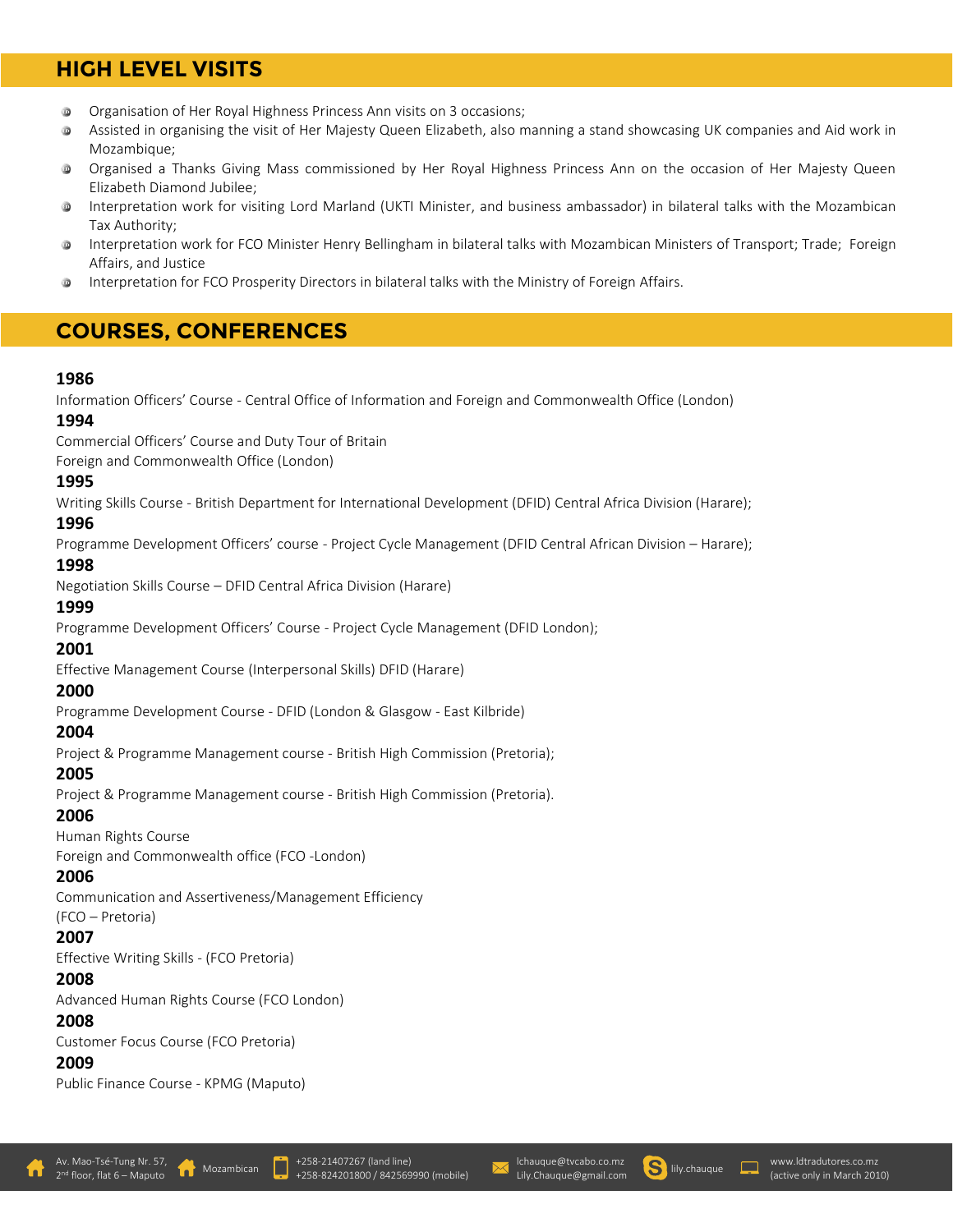## HIGH LEVEL VISITS

- Organisation of Her Royal Highness Princess Ann visits on 3 occasions;
- Assisted in organising the visit of Her Majesty Queen Elizabeth, also manning a stand showcasing UK companies and Aid work in Mozambique;
- Organised a Thanks Giving Mass commissioned by Her Royal Highness Princess Ann on the occasion of Her Majesty Queen Elizabeth Diamond Jubilee;
- Interpretation work for visiting Lord Marland (UKTI Minister, and business ambassador) in bilateral talks with the Mozambican Tax Authority;
- Interpretation work for FCO Minister Henry Bellingham in bilateral talks with Mozambican Ministers of Transport; Trade; Foreign Affairs, and Justice
- Interpretation for FCO Prosperity Directors in bilateral talks with the Ministry of Foreign Affairs.

## COURSES, CONFERENCES

**1986**
Information Officers' Course - Central Office of Information and Foreign and Commonwealth Office (London)

**1994**
Commercial Officers' Course and Duty Tour of Britain
Foreign and Commonwealth Office (London)

**1995**
Writing Skills Course - British Department for International Development (DFID) Central Africa Division (Harare);

**1996**
Programme Development Officers' course - Project Cycle Management (DFID Central African Division – Harare);

**1998**
Negotiation Skills Course – DFID Central Africa Division (Harare)

**1999**
Programme Development Officers' Course - Project Cycle Management (DFID London);

**2001**
Effective Management Course (Interpersonal Skills) DFID (Harare)

**2000**
Programme Development Course - DFID (London & Glasgow - East Kilbride)

**2004**
Project & Programme Management course - British High Commission (Pretoria);

**2005**
Project & Programme Management course - British High Commission (Pretoria).

**2006**
Human Rights Course
Foreign and Commonwealth office (FCO -London)

**2006**
Communication and Assertiveness/Management Efficiency
(FCO – Pretoria)

**2007**
Effective Writing Skills - (FCO Pretoria)

**2008**
Advanced Human Rights Course (FCO London)

**2008**
Customer Focus Course (FCO Pretoria)

**2009**
Public Finance Course - KPMG (Maputo)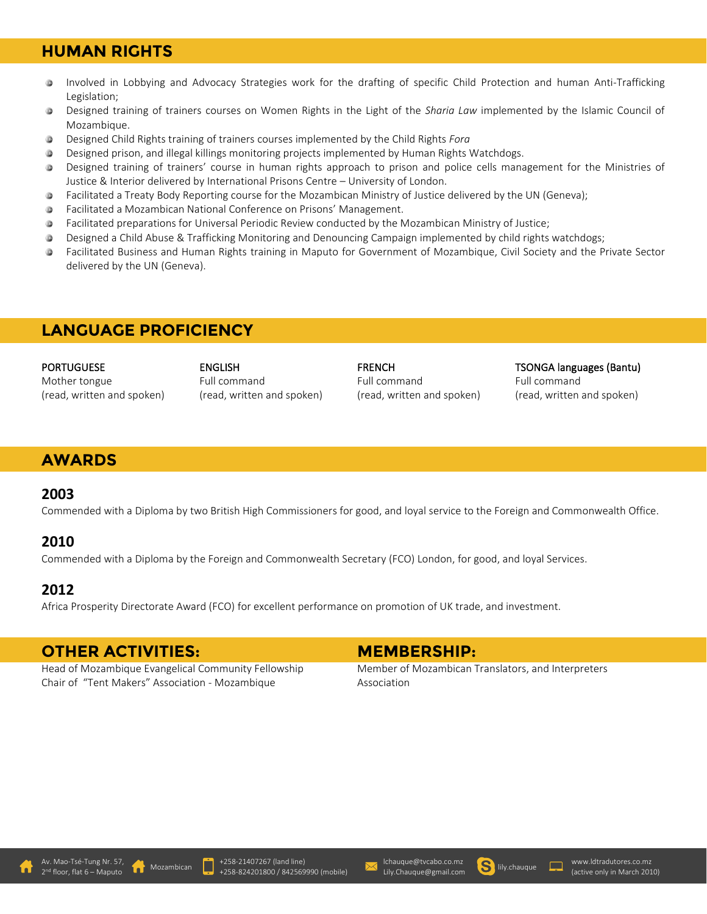## HUMAN RIGHTS

- Involved in Lobbying and Advocacy Strategies work for the drafting of specific Child Protection and human Anti-Trafficking Legislation;
- Designed training of trainers courses on Women Rights in the Light of the *Sharia Law* implemented by the Islamic Council of Mozambique.
- Designed Child Rights training of trainers courses implemented by the Child Rights *Fora*
- Designed prison, and illegal killings monitoring projects implemented by Human Rights Watchdogs.
- Designed training of trainers' course in human rights approach to prison and police cells management for the Ministries of Justice & Interior delivered by International Prisons Centre – University of London.
- Facilitated a Treaty Body Reporting course for the Mozambican Ministry of Justice delivered by the UN (Geneva);
- Facilitated a Mozambican National Conference on Prisons' Management.
- Facilitated preparations for Universal Periodic Review conducted by the Mozambican Ministry of Justice;
- Designed a Child Abuse & Trafficking Monitoring and Denouncing Campaign implemented by child rights watchdogs;
- Facilitated Business and Human Rights training in Maputo for Government of Mozambique, Civil Society and the Private Sector delivered by the UN (Geneva).

## LANGUAGE PROFICIENCY

| PORTUGUESE | ENGLISH | FRENCH | TSONGA languages (Bantu) |
|---|---|---|---|
| Mother tongue (read, written and spoken) | Full command (read, written and spoken) | Full command (read, written and spoken) | Full command (read, written and spoken) |

## AWARDS

### 2003

Commended with a Diploma by two British High Commissioners for good, and loyal service to the Foreign and Commonwealth Office.

### 2010

Commended with a Diploma by the Foreign and Commonwealth Secretary (FCO) London, for good, and loyal Services.

### 2012

Africa Prosperity Directorate Award (FCO) for excellent performance on promotion of UK trade, and investment.

## OTHER ACTIVITIES:

Head of Mozambique Evangelical Community Fellowship
Chair of "Tent Makers" Association - Mozambique

## MEMBERSHIP:

Member of Mozambican Translators, and Interpreters Association

Av. Mao-Tsé-Tung Nr. 57, 2nd floor, flat 6 – Maputo | Mozambican | +258-21407267 (land line) +258-824201800 / 842569990 (mobile) | lchauque@tvcabo.co.mz Lily.Chauque@gmail.com | lily.chauque | www.ldtradutores.co.mz (active only in March 2010)